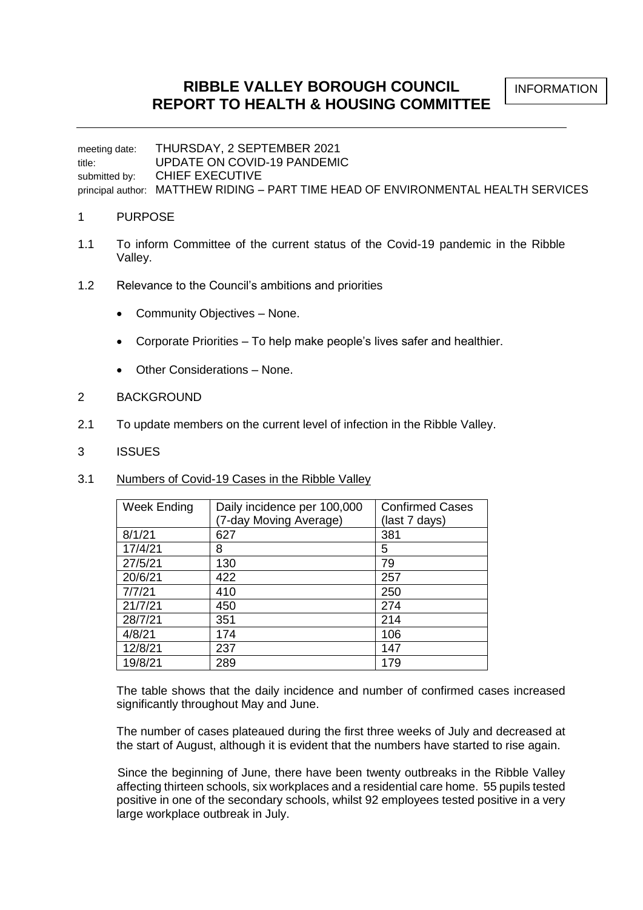INFORMATION

# RIBBLE VALLEY BOROUGH COUNCIL
# REPORT TO HEALTH & HOUSING COMMITTEE

meeting date: THURSDAY, 2 SEPTEMBER 2021
title: UPDATE ON COVID-19 PANDEMIC
submitted by: CHIEF EXECUTIVE
principal author: MATTHEW RIDING – PART TIME HEAD OF ENVIRONMENTAL HEALTH SERVICES

## 1 PURPOSE

1.1 To inform Committee of the current status of the Covid-19 pandemic in the Ribble Valley.

1.2 Relevance to the Council's ambitions and priorities

- Community Objectives – None.
- Corporate Priorities – To help make people's lives safer and healthier.
- Other Considerations – None.

## 2 BACKGROUND

2.1 To update members on the current level of infection in the Ribble Valley.

## 3 ISSUES

3.1 Numbers of Covid-19 Cases in the Ribble Valley

| Week Ending | Daily incidence per 100,000 (7-day Moving Average) | Confirmed Cases (last 7 days) |
|---|---|---|
| 8/1/21 | 627 | 381 |
| 17/4/21 | 8 | 5 |
| 27/5/21 | 130 | 79 |
| 20/6/21 | 422 | 257 |
| 7/7/21 | 410 | 250 |
| 21/7/21 | 450 | 274 |
| 28/7/21 | 351 | 214 |
| 4/8/21 | 174 | 106 |
| 12/8/21 | 237 | 147 |
| 19/8/21 | 289 | 179 |

The table shows that the daily incidence and number of confirmed cases increased significantly throughout May and June.

The number of cases plateaued during the first three weeks of July and decreased at the start of August, although it is evident that the numbers have started to rise again.

Since the beginning of June, there have been twenty outbreaks in the Ribble Valley affecting thirteen schools, six workplaces and a residential care home. 55 pupils tested positive in one of the secondary schools, whilst 92 employees tested positive in a very large workplace outbreak in July.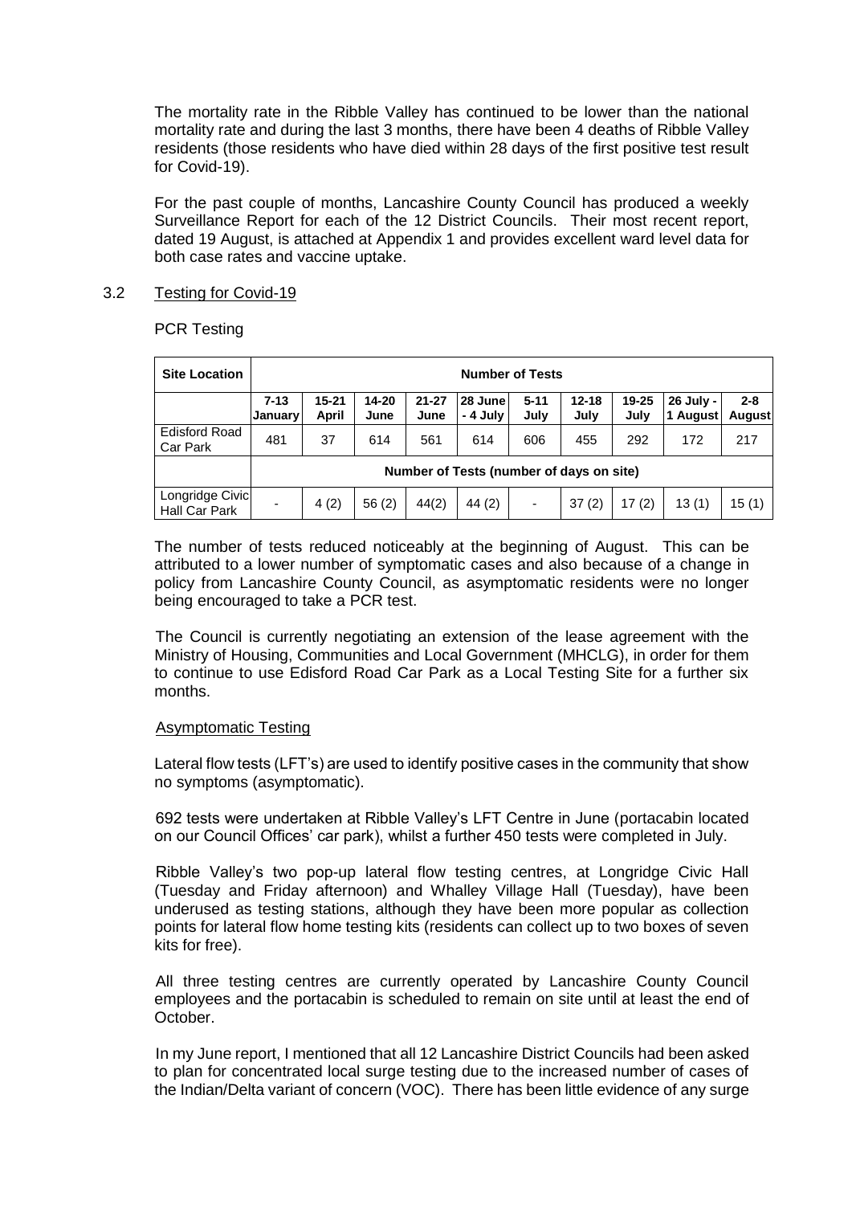The mortality rate in the Ribble Valley has continued to be lower than the national mortality rate and during the last 3 months, there have been 4 deaths of Ribble Valley residents (those residents who have died within 28 days of the first positive test result for Covid-19).

For the past couple of months, Lancashire County Council has produced a weekly Surveillance Report for each of the 12 District Councils. Their most recent report, dated 19 August, is attached at Appendix 1 and provides excellent ward level data for both case rates and vaccine uptake.

## 3.2 Testing for Covid-19

PCR Testing

| Site Location | Number of Tests | | | | | | | | | |
|---|---|---|---|---|---|---|---|---|---|---|
| | 7-13 January | 15-21 April | 14-20 June | 21-27 June | 28 June - 4 July | 5-11 July | 12-18 July | 19-25 July | 26 July - 1 August | 2-8 August |
| Edisford Road Car Park | 481 | 37 | 614 | 561 | 614 | 606 | 455 | 292 | 172 | 217 |
| | Number of Tests (number of days on site) | | | | | | | | | |
| Longridge Civic Hall Car Park | - | 4 (2) | 56 (2) | 44(2) | 44 (2) | - | 37 (2) | 17 (2) | 13 (1) | 15 (1) |

The number of tests reduced noticeably at the beginning of August. This can be attributed to a lower number of symptomatic cases and also because of a change in policy from Lancashire County Council, as asymptomatic residents were no longer being encouraged to take a PCR test.

The Council is currently negotiating an extension of the lease agreement with the Ministry of Housing, Communities and Local Government (MHCLG), in order for them to continue to use Edisford Road Car Park as a Local Testing Site for a further six months.

Asymptomatic Testing

Lateral flow tests (LFT's) are used to identify positive cases in the community that show no symptoms (asymptomatic).

692 tests were undertaken at Ribble Valley's LFT Centre in June (portacabin located on our Council Offices' car park), whilst a further 450 tests were completed in July.

Ribble Valley's two pop-up lateral flow testing centres, at Longridge Civic Hall (Tuesday and Friday afternoon) and Whalley Village Hall (Tuesday), have been underused as testing stations, although they have been more popular as collection points for lateral flow home testing kits (residents can collect up to two boxes of seven kits for free).

All three testing centres are currently operated by Lancashire County Council employees and the portacabin is scheduled to remain on site until at least the end of October.

In my June report, I mentioned that all 12 Lancashire District Councils had been asked to plan for concentrated local surge testing due to the increased number of cases of the Indian/Delta variant of concern (VOC). There has been little evidence of any surge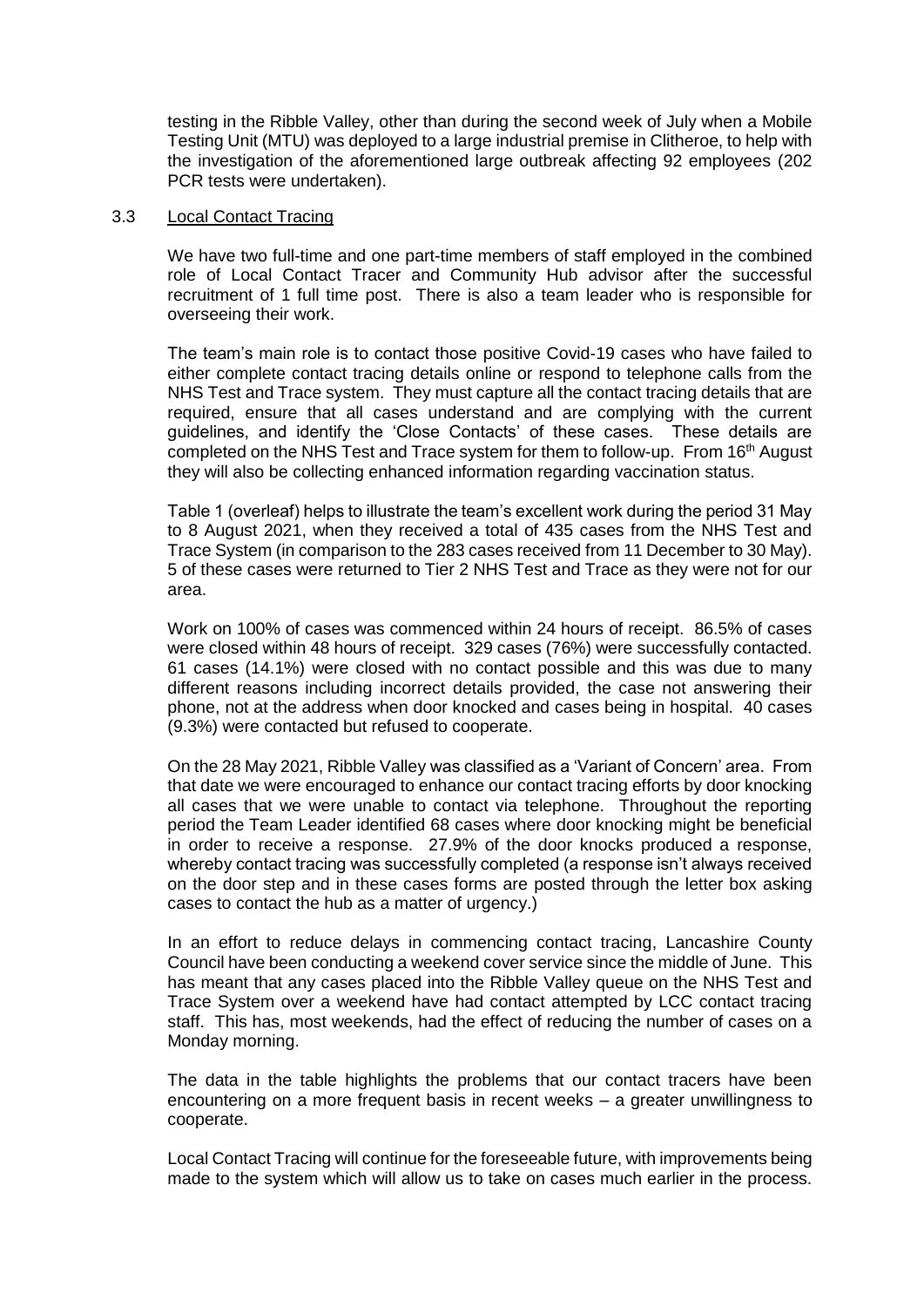testing in the Ribble Valley, other than during the second week of July when a Mobile Testing Unit (MTU) was deployed to a large industrial premise in Clitheroe, to help with the investigation of the aforementioned large outbreak affecting 92 employees (202 PCR tests were undertaken).

### 3.3 Local Contact Tracing

We have two full-time and one part-time members of staff employed in the combined role of Local Contact Tracer and Community Hub advisor after the successful recruitment of 1 full time post. There is also a team leader who is responsible for overseeing their work.

The team's main role is to contact those positive Covid-19 cases who have failed to either complete contact tracing details online or respond to telephone calls from the NHS Test and Trace system. They must capture all the contact tracing details that are required, ensure that all cases understand and are complying with the current guidelines, and identify the 'Close Contacts' of these cases. These details are completed on the NHS Test and Trace system for them to follow-up. From 16th August they will also be collecting enhanced information regarding vaccination status.

Table 1 (overleaf) helps to illustrate the team's excellent work during the period 31 May to 8 August 2021, when they received a total of 435 cases from the NHS Test and Trace System (in comparison to the 283 cases received from 11 December to 30 May). 5 of these cases were returned to Tier 2 NHS Test and Trace as they were not for our area.

Work on 100% of cases was commenced within 24 hours of receipt. 86.5% of cases were closed within 48 hours of receipt. 329 cases (76%) were successfully contacted. 61 cases (14.1%) were closed with no contact possible and this was due to many different reasons including incorrect details provided, the case not answering their phone, not at the address when door knocked and cases being in hospital. 40 cases (9.3%) were contacted but refused to cooperate.

On the 28 May 2021, Ribble Valley was classified as a 'Variant of Concern' area. From that date we were encouraged to enhance our contact tracing efforts by door knocking all cases that we were unable to contact via telephone. Throughout the reporting period the Team Leader identified 68 cases where door knocking might be beneficial in order to receive a response. 27.9% of the door knocks produced a response, whereby contact tracing was successfully completed (a response isn't always received on the door step and in these cases forms are posted through the letter box asking cases to contact the hub as a matter of urgency.)

In an effort to reduce delays in commencing contact tracing, Lancashire County Council have been conducting a weekend cover service since the middle of June. This has meant that any cases placed into the Ribble Valley queue on the NHS Test and Trace System over a weekend have had contact attempted by LCC contact tracing staff. This has, most weekends, had the effect of reducing the number of cases on a Monday morning.

The data in the table highlights the problems that our contact tracers have been encountering on a more frequent basis in recent weeks – a greater unwillingness to cooperate.

Local Contact Tracing will continue for the foreseeable future, with improvements being made to the system which will allow us to take on cases much earlier in the process.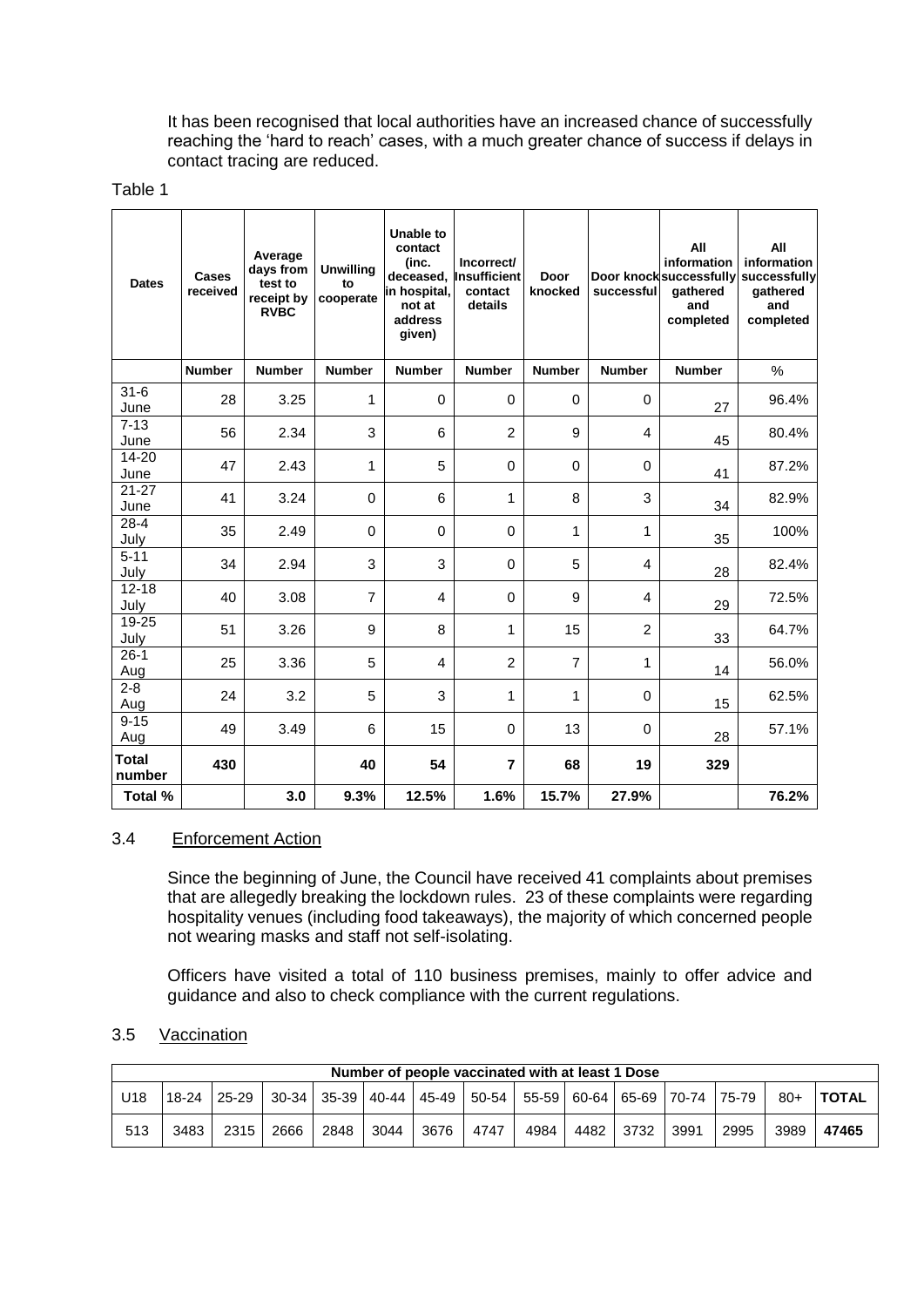It has been recognised that local authorities have an increased chance of successfully reaching the 'hard to reach' cases, with a much greater chance of success if delays in contact tracing are reduced.

Table 1

| Dates | Cases received | Average days from test to receipt by RVBC | Unwilling to cooperate | Unable to contact (inc. deceased, in hospital, not at address given) | Incorrect/ Insufficient contact details | Door knocked | Door knock successful | All information successfully gathered and completed | All information successfully gathered and completed |
|---|---|---|---|---|---|---|---|---|---|
| | Number | Number | Number | Number | Number | Number | Number | Number | % |
| 31-6 June | 28 | 3.25 | 1 | 0 | 0 | 0 | 0 | 27 | 96.4% |
| 7-13 June | 56 | 2.34 | 3 | 6 | 2 | 9 | 4 | 45 | 80.4% |
| 14-20 June | 47 | 2.43 | 1 | 5 | 0 | 0 | 0 | 41 | 87.2% |
| 21-27 June | 41 | 3.24 | 0 | 6 | 1 | 8 | 3 | 34 | 82.9% |
| 28-4 July | 35 | 2.49 | 0 | 0 | 0 | 1 | 1 | 35 | 100% |
| 5-11 July | 34 | 2.94 | 3 | 3 | 0 | 5 | 4 | 28 | 82.4% |
| 12-18 July | 40 | 3.08 | 7 | 4 | 0 | 9 | 4 | 29 | 72.5% |
| 19-25 July | 51 | 3.26 | 9 | 8 | 1 | 15 | 2 | 33 | 64.7% |
| 26-1 Aug | 25 | 3.36 | 5 | 4 | 2 | 7 | 1 | 14 | 56.0% |
| 2-8 Aug | 24 | 3.2 | 5 | 3 | 1 | 1 | 0 | 15 | 62.5% |
| 9-15 Aug | 49 | 3.49 | 6 | 15 | 0 | 13 | 0 | 28 | 57.1% |
| **Total number** | **430** | | **40** | **54** | **7** | **68** | **19** | **329** | |
| **Total %** | | **3.0** | **9.3%** | **12.5%** | **1.6%** | **15.7%** | **27.9%** | | **76.2%** |

## 3.4 Enforcement Action

Since the beginning of June, the Council have received 41 complaints about premises that are allegedly breaking the lockdown rules. 23 of these complaints were regarding hospitality venues (including food takeaways), the majority of which concerned people not wearing masks and staff not self-isolating.

Officers have visited a total of 110 business premises, mainly to offer advice and guidance and also to check compliance with the current regulations.

## 3.5 Vaccination

| Number of people vaccinated with at least 1 Dose | | | | | | | | | | | | | | |
|---|---|---|---|---|---|---|---|---|---|---|---|---|---|---|
| U18 | 18-24 | 25-29 | 30-34 | 35-39 | 40-44 | 45-49 | 50-54 | 55-59 | 60-64 | 65-69 | 70-74 | 75-79 | 80+ | **TOTAL** |
| 513 | 3483 | 2315 | 2666 | 2848 | 3044 | 3676 | 4747 | 4984 | 4482 | 3732 | 3991 | 2995 | 3989 | **47465** |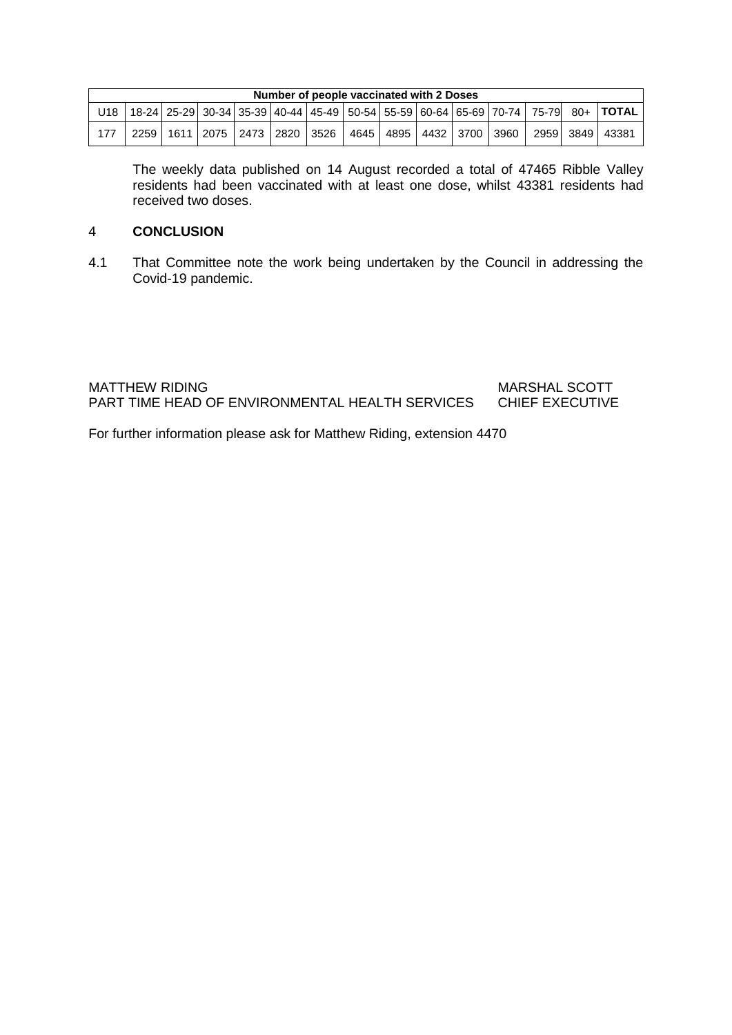| Number of people vaccinated with 2 Doses | | | | | | | | | | | | | | |
|---|---|---|---|---|---|---|---|---|---|---|---|---|---|---|
| U18 | 18-24 | 25-29 | 30-34 | 35-39 | 40-44 | 45-49 | 50-54 | 55-59 | 60-64 | 65-69 | 70-74 | 75-79 | 80+ | **TOTAL** |
| 177 | 2259 | 1611 | 2075 | 2473 | 2820 | 3526 | 4645 | 4895 | 4432 | 3700 | 3960 | 2959 | 3849 | 43381 |

The weekly data published on 14 August recorded a total of 47465 Ribble Valley residents had been vaccinated with at least one dose, whilst 43381 residents had received two doses.

## 4 CONCLUSION

4.1 That Committee note the work being undertaken by the Council in addressing the Covid-19 pandemic.

MATTHEW RIDING
PART TIME HEAD OF ENVIRONMENTAL HEALTH SERVICES

MARSHAL SCOTT
CHIEF EXECUTIVE

For further information please ask for Matthew Riding, extension 4470